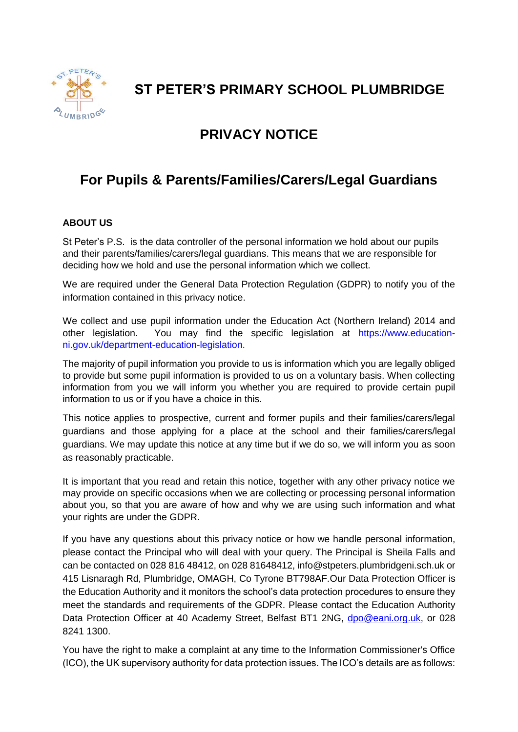# ST PETER'S PRIMARY SCHOOL PLUMBRIDGE

# PRIVACY NOTICE

## For Pupils & Parents/Families/Carers/Legal Guardians

### ABOUT US

St Peter's P.S. is the data controller of the personal information we hold about our pupils and their parents/families/carers/legal guardians. This means that we are responsible for deciding how we hold and use the personal information which we collect.

We are required under the General Data Protection Regulation (GDPR) to notify you of the information contained in this privacy notice.

We collect and use pupil information under the Education Act (Northern Ireland) 2014 and other legislation. You may find the specific legislation at https://www.education-ni.gov.uk/department-education-legislation.

The majority of pupil information you provide to us is information which you are legally obliged to provide but some pupil information is provided to us on a voluntary basis. When collecting information from you we will inform you whether you are required to provide certain pupil information to us or if you have a choice in this.

This notice applies to prospective, current and former pupils and their families/carers/legal guardians and those applying for a place at the school and their families/carers/legal guardians. We may update this notice at any time but if we do so, we will inform you as soon as reasonably practicable.

It is important that you read and retain this notice, together with any other privacy notice we may provide on specific occasions when we are collecting or processing personal information about you, so that you are aware of how and why we are using such information and what your rights are under the GDPR.

If you have any questions about this privacy notice or how we handle personal information, please contact the Principal who will deal with your query. The Principal is Sheila Falls and can be contacted on 028 816 48412, on 028 81648412, info@stpeters.plumbridgeni.sch.uk or 415 Lisnaragh Rd, Plumbridge, OMAGH, Co Tyrone BT798AF.Our Data Protection Officer is the Education Authority and it monitors the school's data protection procedures to ensure they meet the standards and requirements of the GDPR. Please contact the Education Authority Data Protection Officer at 40 Academy Street, Belfast BT1 2NG, dpo@eani.org.uk, or 028 8241 1300.

You have the right to make a complaint at any time to the Information Commissioner's Office (ICO), the UK supervisory authority for data protection issues. The ICO's details are as follows: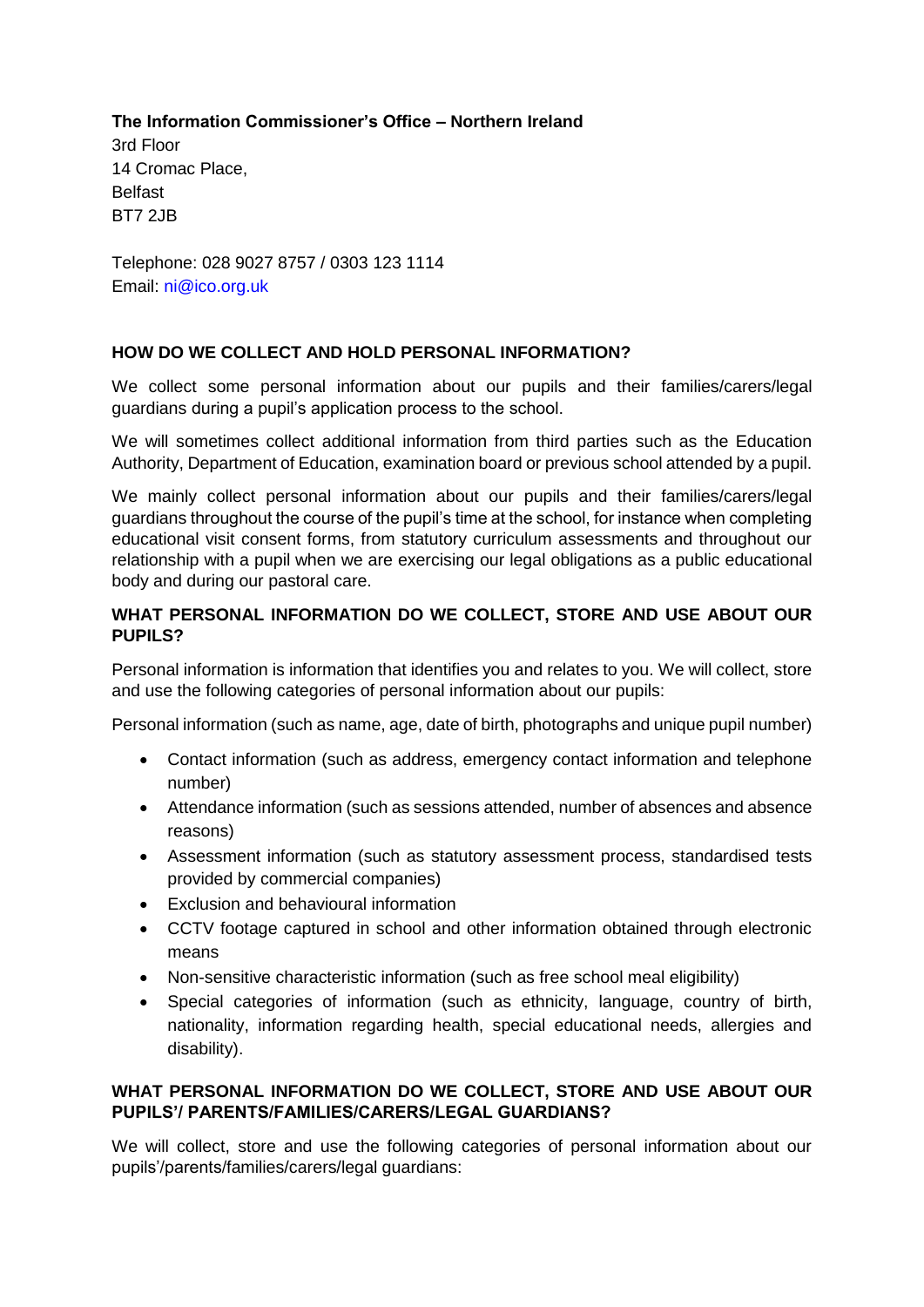**The Information Commissioner's Office – Northern Ireland**
3rd Floor
14 Cromac Place,
Belfast
BT7 2JB

Telephone: 028 9027 8757 / 0303 123 1114
Email: ni@ico.org.uk

## HOW DO WE COLLECT AND HOLD PERSONAL INFORMATION?

We collect some personal information about our pupils and their families/carers/legal guardians during a pupil's application process to the school.

We will sometimes collect additional information from third parties such as the Education Authority, Department of Education, examination board or previous school attended by a pupil.

We mainly collect personal information about our pupils and their families/carers/legal guardians throughout the course of the pupil's time at the school, for instance when completing educational visit consent forms, from statutory curriculum assessments and throughout our relationship with a pupil when we are exercising our legal obligations as a public educational body and during our pastoral care.

## WHAT PERSONAL INFORMATION DO WE COLLECT, STORE AND USE ABOUT OUR PUPILS?

Personal information is information that identifies you and relates to you. We will collect, store and use the following categories of personal information about our pupils:

Personal information (such as name, age, date of birth, photographs and unique pupil number)

- Contact information (such as address, emergency contact information and telephone number)
- Attendance information (such as sessions attended, number of absences and absence reasons)
- Assessment information (such as statutory assessment process, standardised tests provided by commercial companies)
- Exclusion and behavioural information
- CCTV footage captured in school and other information obtained through electronic means
- Non-sensitive characteristic information (such as free school meal eligibility)
- Special categories of information (such as ethnicity, language, country of birth, nationality, information regarding health, special educational needs, allergies and disability).

## WHAT PERSONAL INFORMATION DO WE COLLECT, STORE AND USE ABOUT OUR PUPILS'/ PARENTS/FAMILIES/CARERS/LEGAL GUARDIANS?

We will collect, store and use the following categories of personal information about our pupils'/parents/families/carers/legal guardians: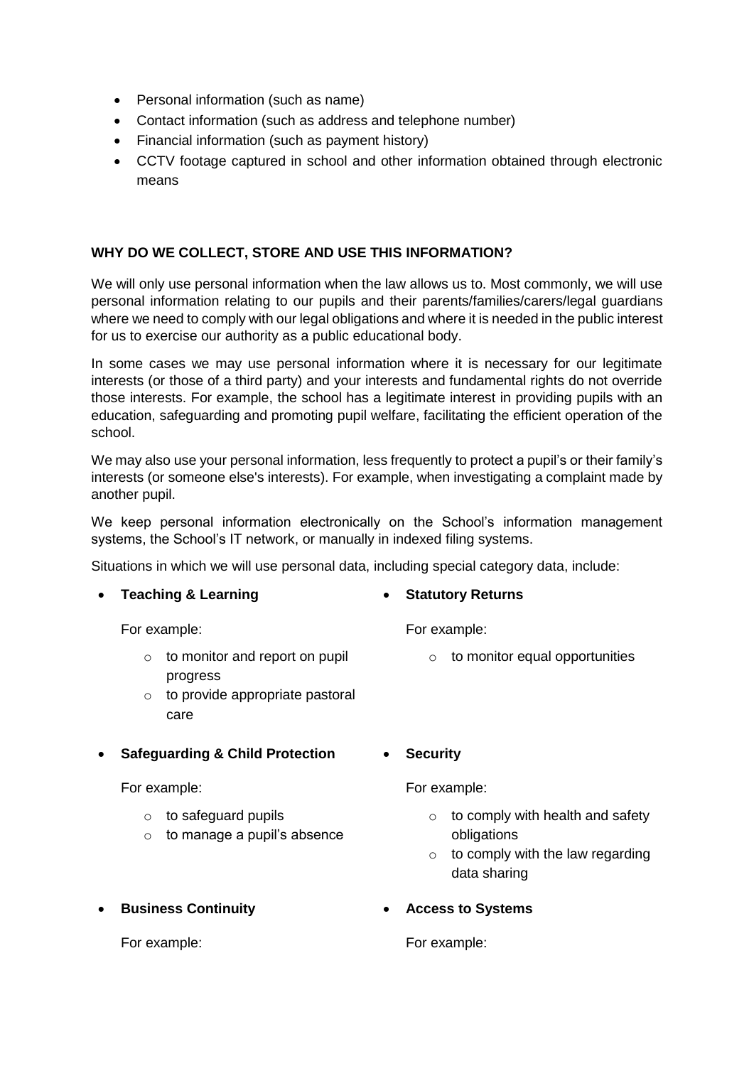- Personal information (such as name)
- Contact information (such as address and telephone number)
- Financial information (such as payment history)
- CCTV footage captured in school and other information obtained through electronic means

**WHY DO WE COLLECT, STORE AND USE THIS INFORMATION?**

We will only use personal information when the law allows us to. Most commonly, we will use personal information relating to our pupils and their parents/families/carers/legal guardians where we need to comply with our legal obligations and where it is needed in the public interest for us to exercise our authority as a public educational body.

In some cases we may use personal information where it is necessary for our legitimate interests (or those of a third party) and your interests and fundamental rights do not override those interests. For example, the school has a legitimate interest in providing pupils with an education, safeguarding and promoting pupil welfare, facilitating the efficient operation of the school.

We may also use your personal information, less frequently to protect a pupil's or their family's interests (or someone else's interests). For example, when investigating a complaint made by another pupil.

We keep personal information electronically on the School's information management systems, the School's IT network, or manually in indexed filing systems.

Situations in which we will use personal data, including special category data, include:

- **Teaching & Learning**

  For example:
  - to monitor and report on pupil progress
  - to provide appropriate pastoral care

- **Statutory Returns**

  For example:
  - to monitor equal opportunities

- **Safeguarding & Child Protection**

  For example:
  - to safeguard pupils
  - to manage a pupil's absence

- **Security**

  For example:
  - to comply with health and safety obligations
  - to comply with the law regarding data sharing

- **Business Continuity**

  For example:

- **Access to Systems**

  For example: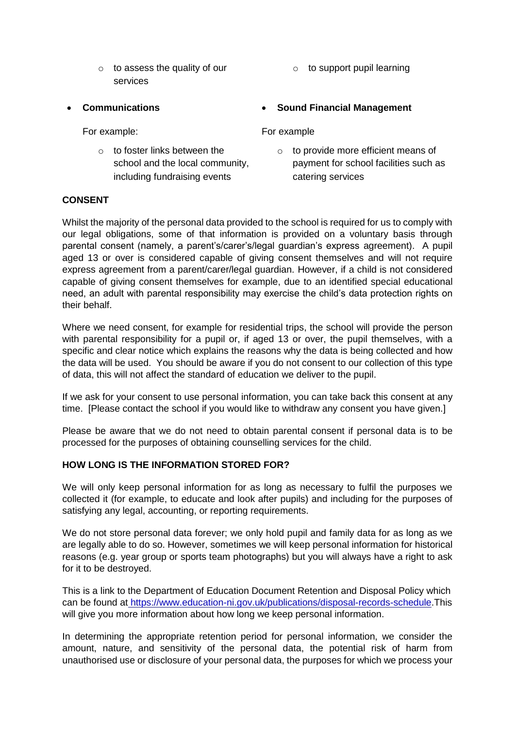- to assess the quality of our services
- to support pupil learning

- **Communications**

  For example:

  - to foster links between the school and the local community, including fundraising events

- **Sound Financial Management**

  For example

  - to provide more efficient means of payment for school facilities such as catering services

**CONSENT**

Whilst the majority of the personal data provided to the school is required for us to comply with our legal obligations, some of that information is provided on a voluntary basis through parental consent (namely, a parent's/carer's/legal guardian's express agreement). A pupil aged 13 or over is considered capable of giving consent themselves and will not require express agreement from a parent/carer/legal guardian. However, if a child is not considered capable of giving consent themselves for example, due to an identified special educational need, an adult with parental responsibility may exercise the child's data protection rights on their behalf.

Where we need consent, for example for residential trips, the school will provide the person with parental responsibility for a pupil or, if aged 13 or over, the pupil themselves, with a specific and clear notice which explains the reasons why the data is being collected and how the data will be used. You should be aware if you do not consent to our collection of this type of data, this will not affect the standard of education we deliver to the pupil.

If we ask for your consent to use personal information, you can take back this consent at any time. [Please contact the school if you would like to withdraw any consent you have given.]

Please be aware that we do not need to obtain parental consent if personal data is to be processed for the purposes of obtaining counselling services for the child.

**HOW LONG IS THE INFORMATION STORED FOR?**

We will only keep personal information for as long as necessary to fulfil the purposes we collected it (for example, to educate and look after pupils) and including for the purposes of satisfying any legal, accounting, or reporting requirements.

We do not store personal data forever; we only hold pupil and family data for as long as we are legally able to do so. However, sometimes we will keep personal information for historical reasons (e.g. year group or sports team photographs) but you will always have a right to ask for it to be destroyed.

This is a link to the Department of Education Document Retention and Disposal Policy which can be found at https://www.education-ni.gov.uk/publications/disposal-records-schedule.This will give you more information about how long we keep personal information.

In determining the appropriate retention period for personal information, we consider the amount, nature, and sensitivity of the personal data, the potential risk of harm from unauthorised use or disclosure of your personal data, the purposes for which we process your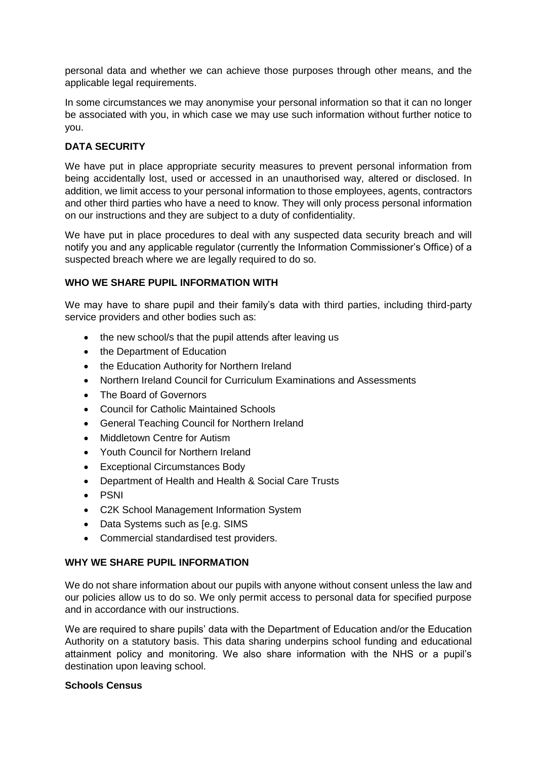personal data and whether we can achieve those purposes through other means, and the applicable legal requirements.

In some circumstances we may anonymise your personal information so that it can no longer be associated with you, in which case we may use such information without further notice to you.

**DATA SECURITY**

We have put in place appropriate security measures to prevent personal information from being accidentally lost, used or accessed in an unauthorised way, altered or disclosed. In addition, we limit access to your personal information to those employees, agents, contractors and other third parties who have a need to know. They will only process personal information on our instructions and they are subject to a duty of confidentiality.

We have put in place procedures to deal with any suspected data security breach and will notify you and any applicable regulator (currently the Information Commissioner's Office) of a suspected breach where we are legally required to do so.

**WHO WE SHARE PUPIL INFORMATION WITH**

We may have to share pupil and their family's data with third parties, including third-party service providers and other bodies such as:

- the new school/s that the pupil attends after leaving us
- the Department of Education
- the Education Authority for Northern Ireland
- Northern Ireland Council for Curriculum Examinations and Assessments
- The Board of Governors
- Council for Catholic Maintained Schools
- General Teaching Council for Northern Ireland
- Middletown Centre for Autism
- Youth Council for Northern Ireland
- Exceptional Circumstances Body
- Department of Health and Health & Social Care Trusts
- PSNI
- C2K School Management Information System
- Data Systems such as [e.g. SIMS
- Commercial standardised test providers.

**WHY WE SHARE PUPIL INFORMATION**

We do not share information about our pupils with anyone without consent unless the law and our policies allow us to do so. We only permit access to personal data for specified purpose and in accordance with our instructions.

We are required to share pupils' data with the Department of Education and/or the Education Authority on a statutory basis. This data sharing underpins school funding and educational attainment policy and monitoring. We also share information with the NHS or a pupil's destination upon leaving school.

**Schools Census**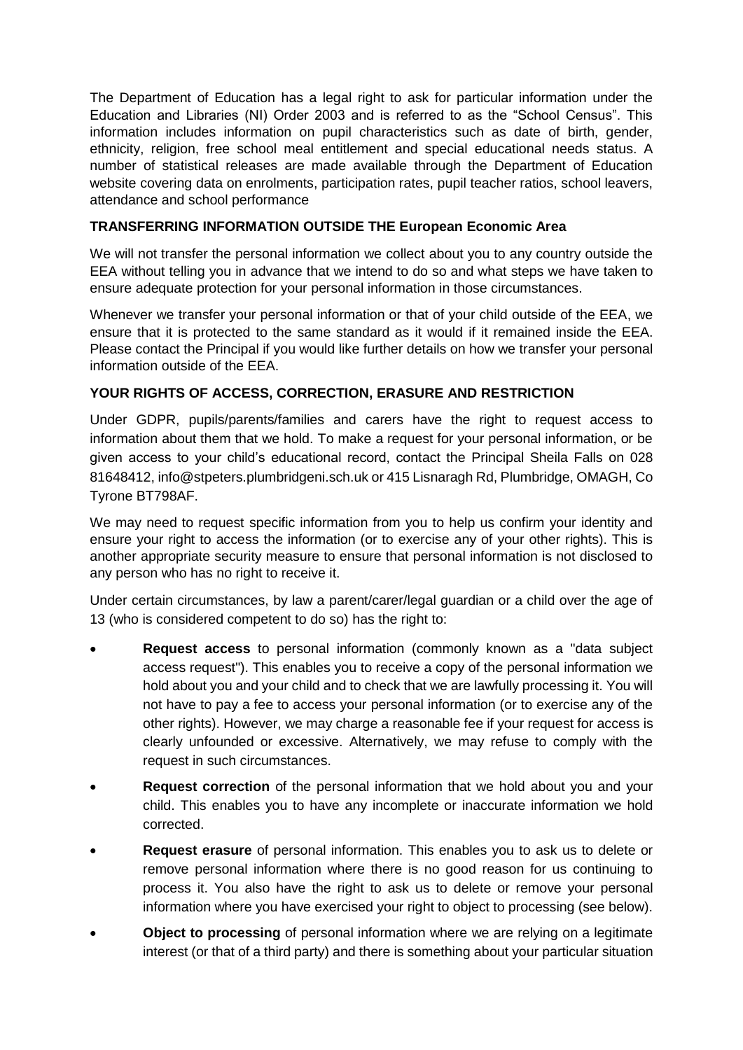The Department of Education has a legal right to ask for particular information under the Education and Libraries (NI) Order 2003 and is referred to as the "School Census". This information includes information on pupil characteristics such as date of birth, gender, ethnicity, religion, free school meal entitlement and special educational needs status. A number of statistical releases are made available through the Department of Education website covering data on enrolments, participation rates, pupil teacher ratios, school leavers, attendance and school performance

**TRANSFERRING INFORMATION OUTSIDE THE European Economic Area**

We will not transfer the personal information we collect about you to any country outside the EEA without telling you in advance that we intend to do so and what steps we have taken to ensure adequate protection for your personal information in those circumstances.

Whenever we transfer your personal information or that of your child outside of the EEA, we ensure that it is protected to the same standard as it would if it remained inside the EEA. Please contact the Principal if you would like further details on how we transfer your personal information outside of the EEA.

**YOUR RIGHTS OF ACCESS, CORRECTION, ERASURE AND RESTRICTION**

Under GDPR, pupils/parents/families and carers have the right to request access to information about them that we hold. To make a request for your personal information, or be given access to your child's educational record, contact the Principal Sheila Falls on 028 81648412, info@stpeters.plumbridgeni.sch.uk or 415 Lisnaragh Rd, Plumbridge, OMAGH, Co Tyrone BT798AF.

We may need to request specific information from you to help us confirm your identity and ensure your right to access the information (or to exercise any of your other rights). This is another appropriate security measure to ensure that personal information is not disclosed to any person who has no right to receive it.

Under certain circumstances, by law a parent/carer/legal guardian or a child over the age of 13 (who is considered competent to do so) has the right to:

- **Request access** to personal information (commonly known as a "data subject access request"). This enables you to receive a copy of the personal information we hold about you and your child and to check that we are lawfully processing it. You will not have to pay a fee to access your personal information (or to exercise any of the other rights). However, we may charge a reasonable fee if your request for access is clearly unfounded or excessive. Alternatively, we may refuse to comply with the request in such circumstances.
- **Request correction** of the personal information that we hold about you and your child. This enables you to have any incomplete or inaccurate information we hold corrected.
- **Request erasure** of personal information. This enables you to ask us to delete or remove personal information where there is no good reason for us continuing to process it. You also have the right to ask us to delete or remove your personal information where you have exercised your right to object to processing (see below).
- **Object to processing** of personal information where we are relying on a legitimate interest (or that of a third party) and there is something about your particular situation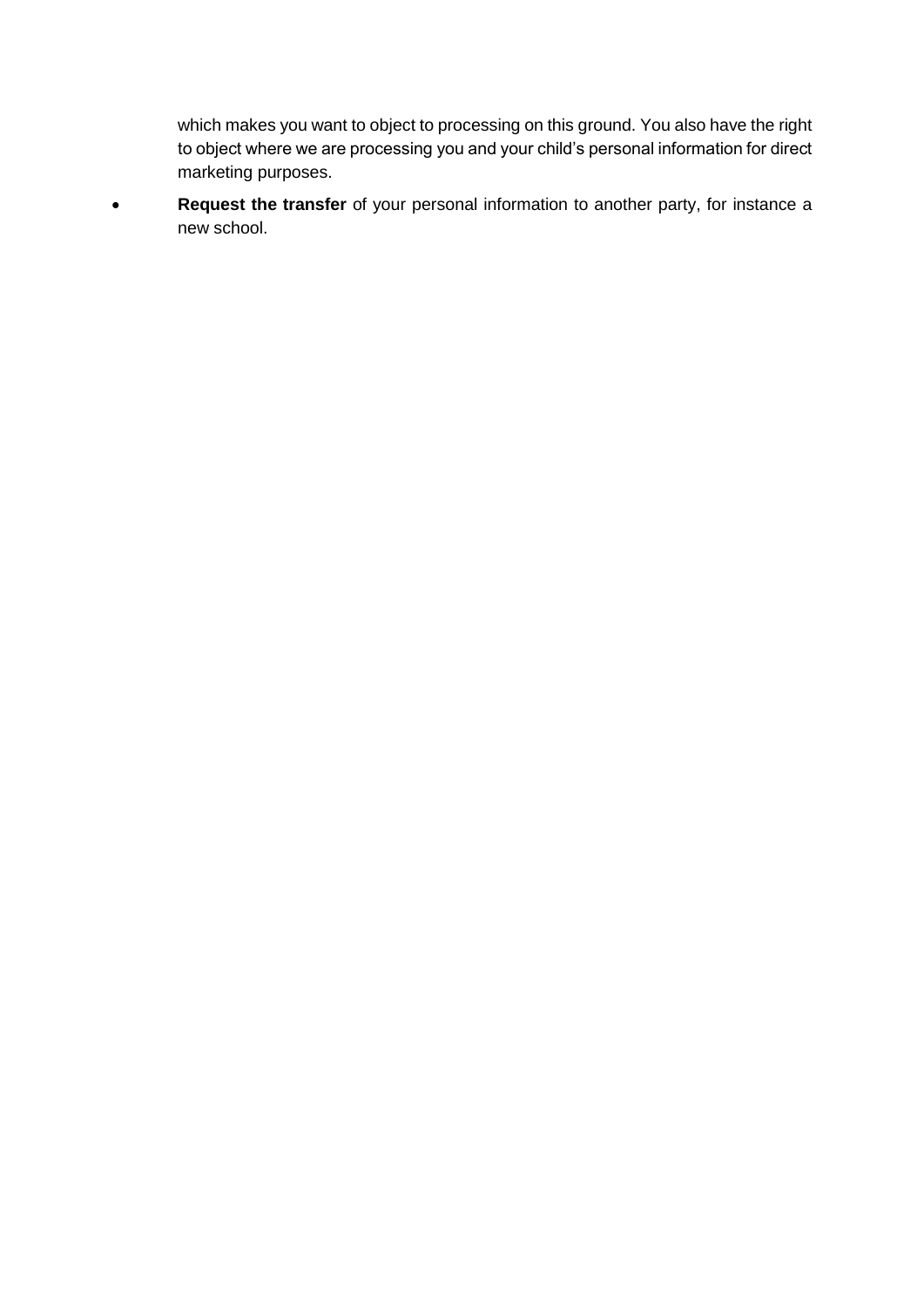which makes you want to object to processing on this ground. You also have the right to object where we are processing you and your child's personal information for direct marketing purposes.

- **Request the transfer** of your personal information to another party, for instance a new school.